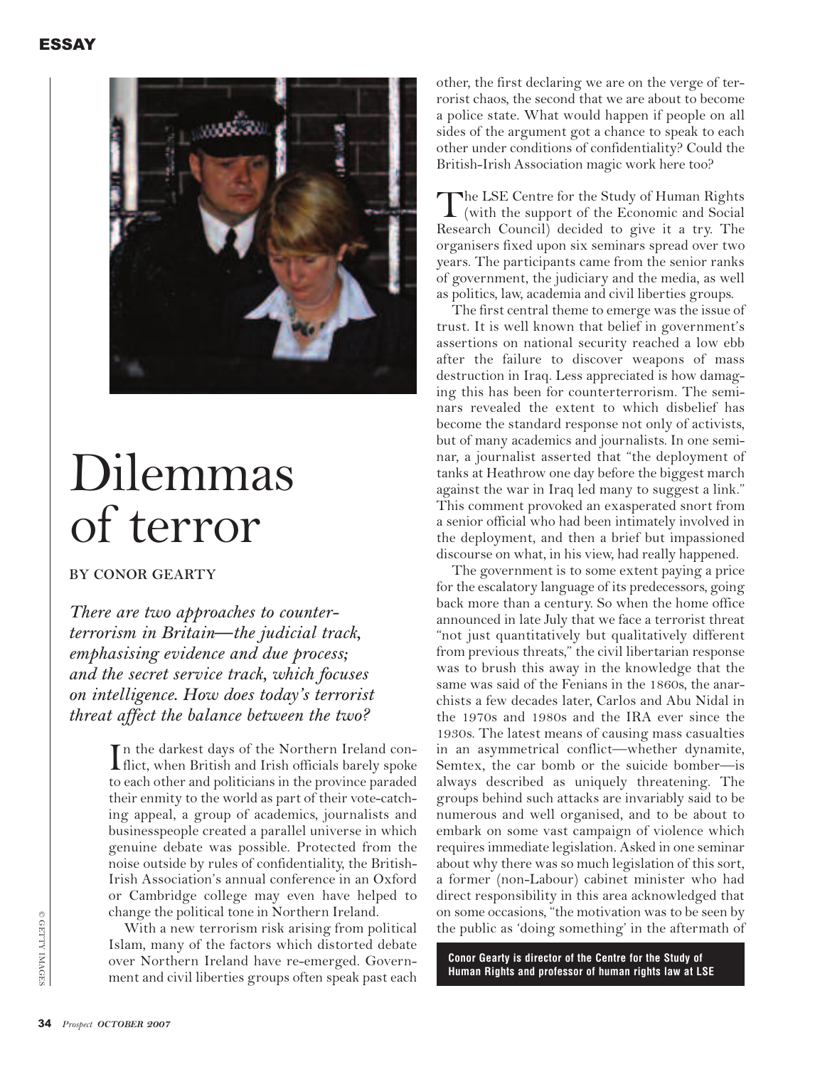# Dilemmas of terror

BY CONOR GEARTY

*There are two approaches to counter-terrorism in Britain—the judicial track, emphasising evidence and due process; and the secret service track, which focuses on intelligence. How does today's terrorist threat affect the balance between the two?*

In the darkest days of the Northern Ireland conflict, when British and Irish officials barely spoke to each other and politicians in the province paraded their enmity to the world as part of their vote-catching appeal, a group of academics, journalists and businesspeople created a parallel universe in which genuine debate was possible. Protected from the noise outside by rules of confidentiality, the British-Irish Association's annual conference in an Oxford or Cambridge college may even have helped to change the political tone in Northern Ireland.

With a new terrorism risk arising from political Islam, many of the factors which distorted debate over Northern Ireland have re-emerged. Government and civil liberties groups often speak past each other, the first declaring we are on the verge of terrorist chaos, the second that we are about to become a police state. What would happen if people on all sides of the argument got a chance to speak to each other under conditions of confidentiality? Could the British-Irish Association magic work here too?

The LSE Centre for the Study of Human Rights (with the support of the Economic and Social Research Council) decided to give it a try. The organisers fixed upon six seminars spread over two years. The participants came from the senior ranks of government, the judiciary and the media, as well as politics, law, academia and civil liberties groups.

The first central theme to emerge was the issue of trust. It is well known that belief in government's assertions on national security reached a low ebb after the failure to discover weapons of mass destruction in Iraq. Less appreciated is how damaging this has been for counterterrorism. The seminars revealed the extent to which disbelief has become the standard response not only of activists, but of many academics and journalists. In one seminar, a journalist asserted that "the deployment of tanks at Heathrow one day before the biggest march against the war in Iraq led many to suggest a link." This comment provoked an exasperated snort from a senior official who had been intimately involved in the deployment, and then a brief but impassioned discourse on what, in his view, had really happened.

The government is to some extent paying a price for the escalatory language of its predecessors, going back more than a century. So when the home office announced in late July that we face a terrorist threat "not just quantitatively but qualitatively different from previous threats," the civil libertarian response was to brush this away in the knowledge that the same was said of the Fenians in the 1860s, the anarchists a few decades later, Carlos and Abu Nidal in the 1970s and 1980s and the IRA ever since the 1930s. The latest means of causing mass casualties in an asymmetrical conflict—whether dynamite, Semtex, the car bomb or the suicide bomber—is always described as uniquely threatening. The groups behind such attacks are invariably said to be numerous and well organised, and to be about to embark on some vast campaign of violence which requires immediate legislation. Asked in one seminar about why there was so much legislation of this sort, a former (non-Labour) cabinet minister who had direct responsibility in this area acknowledged that on some occasions, "the motivation was to be seen by the public as 'doing something' in the aftermath of

**Conor Gearty is director of the Centre for the Study of Human Rights and professor of human rights law at LSE**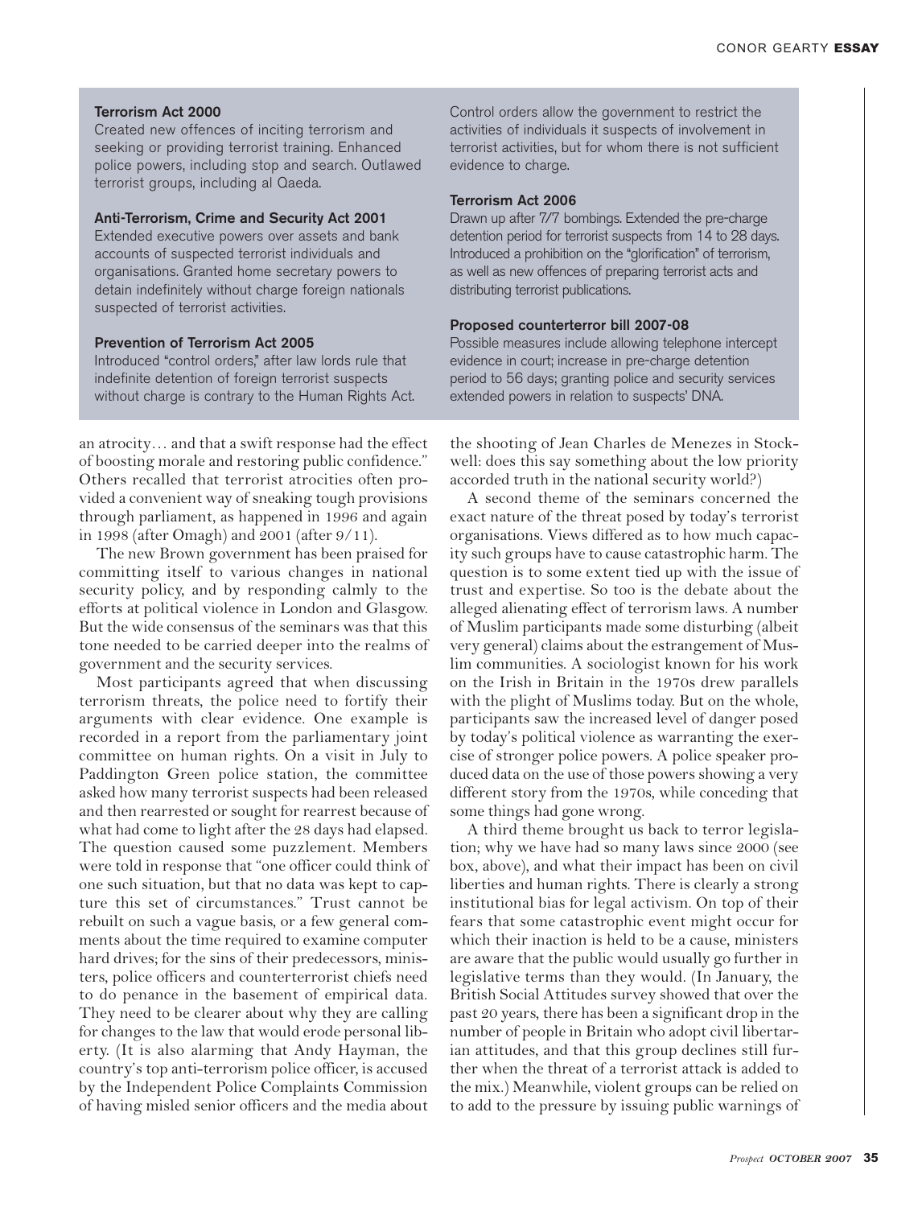**Terrorism Act 2000**
Created new offences of inciting terrorism and seeking or providing terrorist training. Enhanced police powers, including stop and search. Outlawed terrorist groups, including al Qaeda.

**Anti-Terrorism, Crime and Security Act 2001**
Extended executive powers over assets and bank accounts of suspected terrorist individuals and organisations. Granted home secretary powers to detain indefinitely without charge foreign nationals suspected of terrorist activities.

**Prevention of Terrorism Act 2005**
Introduced "control orders," after law lords rule that indefinite detention of foreign terrorist suspects without charge is contrary to the Human Rights Act. Control orders allow the government to restrict the activities of individuals it suspects of involvement in terrorist activities, but for whom there is not sufficient evidence to charge.

**Terrorism Act 2006**
Drawn up after 7/7 bombings. Extended the pre-charge detention period for terrorist suspects from 14 to 28 days. Introduced a prohibition on the "glorification" of terrorism, as well as new offences of preparing terrorist acts and distributing terrorist publications.

**Proposed counterterror bill 2007-08**
Possible measures include allowing telephone intercept evidence in court; increase in pre-charge detention period to 56 days; granting police and security services extended powers in relation to suspects' DNA.

an atrocity… and that a swift response had the effect of boosting morale and restoring public confidence." Others recalled that terrorist atrocities often provided a convenient way of sneaking tough provisions through parliament, as happened in 1996 and again in 1998 (after Omagh) and 2001 (after 9/11).

The new Brown government has been praised for committing itself to various changes in national security policy, and by responding calmly to the efforts at political violence in London and Glasgow. But the wide consensus of the seminars was that this tone needed to be carried deeper into the realms of government and the security services.

Most participants agreed that when discussing terrorism threats, the police need to fortify their arguments with clear evidence. One example is recorded in a report from the parliamentary joint committee on human rights. On a visit in July to Paddington Green police station, the committee asked how many terrorist suspects had been released and then rearrested or sought for rearrest because of what had come to light after the 28 days had elapsed. The question caused some puzzlement. Members were told in response that "one officer could think of one such situation, but that no data was kept to capture this set of circumstances." Trust cannot be rebuilt on such a vague basis, or a few general comments about the time required to examine computer hard drives; for the sins of their predecessors, ministers, police officers and counterterrorist chiefs need to do penance in the basement of empirical data. They need to be clearer about why they are calling for changes to the law that would erode personal liberty. (It is also alarming that Andy Hayman, the country's top anti-terrorism police officer, is accused by the Independent Police Complaints Commission of having misled senior officers and the media about the shooting of Jean Charles de Menezes in Stockwell: does this say something about the low priority accorded truth in the national security world?)

A second theme of the seminars concerned the exact nature of the threat posed by today's terrorist organisations. Views differed as to how much capacity such groups have to cause catastrophic harm. The question is to some extent tied up with the issue of trust and expertise. So too is the debate about the alleged alienating effect of terrorism laws. A number of Muslim participants made some disturbing (albeit very general) claims about the estrangement of Muslim communities. A sociologist known for his work on the Irish in Britain in the 1970s drew parallels with the plight of Muslims today. But on the whole, participants saw the increased level of danger posed by today's political violence as warranting the exercise of stronger police powers. A police speaker produced data on the use of those powers showing a very different story from the 1970s, while conceding that some things had gone wrong.

A third theme brought us back to terror legislation; why we have had so many laws since 2000 (see box, above), and what their impact has been on civil liberties and human rights. There is clearly a strong institutional bias for legal activism. On top of their fears that some catastrophic event might occur for which their inaction is held to be a cause, ministers are aware that the public would usually go further in legislative terms than they would. (In January, the British Social Attitudes survey showed that over the past 20 years, there has been a significant drop in the number of people in Britain who adopt civil libertarian attitudes, and that this group declines still further when the threat of a terrorist attack is added to the mix.) Meanwhile, violent groups can be relied on to add to the pressure by issuing public warnings of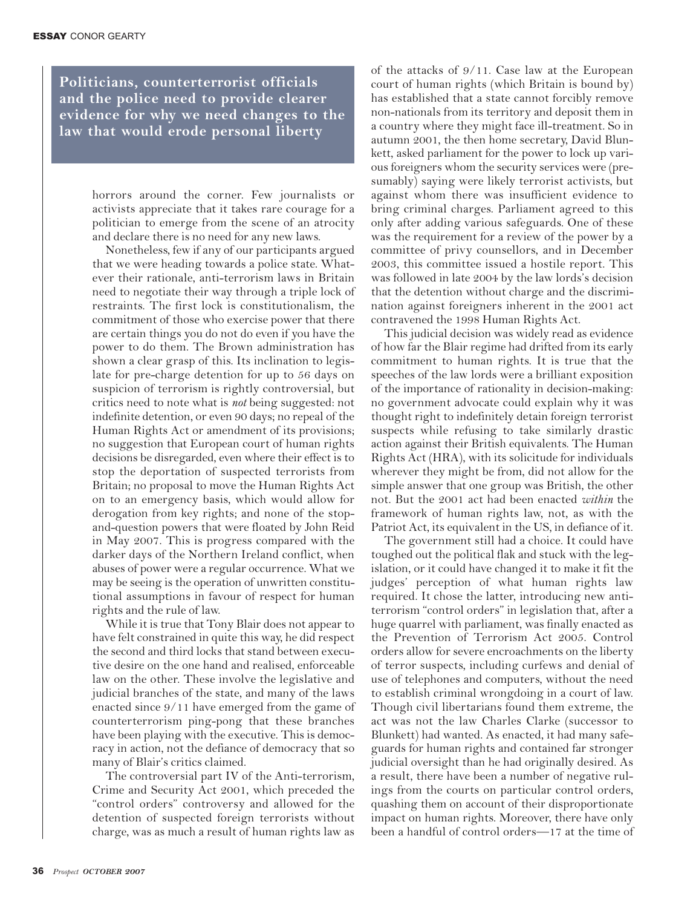**Politicians, counterterrorist officials and the police need to provide clearer evidence for why we need changes to the law that would erode personal liberty**

horrors around the corner. Few journalists or activists appreciate that it takes rare courage for a politician to emerge from the scene of an atrocity and declare there is no need for any new laws.

Nonetheless, few if any of our participants argued that we were heading towards a police state. Whatever their rationale, anti-terrorism laws in Britain need to negotiate their way through a triple lock of restraints. The first lock is constitutionalism, the commitment of those who exercise power that there are certain things you do not do even if you have the power to do them. The Brown administration has shown a clear grasp of this. Its inclination to legislate for pre-charge detention for up to 56 days on suspicion of terrorism is rightly controversial, but critics need to note what is *not* being suggested: not indefinite detention, or even 90 days; no repeal of the Human Rights Act or amendment of its provisions; no suggestion that European court of human rights decisions be disregarded, even where their effect is to stop the deportation of suspected terrorists from Britain; no proposal to move the Human Rights Act on to an emergency basis, which would allow for derogation from key rights; and none of the stop-and-question powers that were floated by John Reid in May 2007. This is progress compared with the darker days of the Northern Ireland conflict, when abuses of power were a regular occurrence. What we may be seeing is the operation of unwritten constitutional assumptions in favour of respect for human rights and the rule of law.

While it is true that Tony Blair does not appear to have felt constrained in quite this way, he did respect the second and third locks that stand between executive desire on the one hand and realised, enforceable law on the other. These involve the legislative and judicial branches of the state, and many of the laws enacted since 9/11 have emerged from the game of counterterrorism ping-pong that these branches have been playing with the executive. This is democracy in action, not the defiance of democracy that so many of Blair's critics claimed.

The controversial part IV of the Anti-terrorism, Crime and Security Act 2001, which preceded the "control orders" controversy and allowed for the detention of suspected foreign terrorists without charge, was as much a result of human rights law as of the attacks of 9/11. Case law at the European court of human rights (which Britain is bound by) has established that a state cannot forcibly remove non-nationals from its territory and deposit them in a country where they might face ill-treatment. So in autumn 2001, the then home secretary, David Blunkett, asked parliament for the power to lock up various foreigners whom the security services were (presumably) saying were likely terrorist activists, but against whom there was insufficient evidence to bring criminal charges. Parliament agreed to this only after adding various safeguards. One of these was the requirement for a review of the power by a committee of privy counsellors, and in December 2003, this committee issued a hostile report. This was followed in late 2004 by the law lords's decision that the detention without charge and the discrimination against foreigners inherent in the 2001 act contravened the 1998 Human Rights Act.

This judicial decision was widely read as evidence of how far the Blair regime had drifted from its early commitment to human rights. It is true that the speeches of the law lords were a brilliant exposition of the importance of rationality in decision-making: no government advocate could explain why it was thought right to indefinitely detain foreign terrorist suspects while refusing to take similarly drastic action against their British equivalents. The Human Rights Act (HRA), with its solicitude for individuals wherever they might be from, did not allow for the simple answer that one group was British, the other not. But the 2001 act had been enacted *within* the framework of human rights law, not, as with the Patriot Act, its equivalent in the US, in defiance of it.

The government still had a choice. It could have toughed out the political flak and stuck with the legislation, or it could have changed it to make it fit the judges' perception of what human rights law required. It chose the latter, introducing new anti-terrorism "control orders" in legislation that, after a huge quarrel with parliament, was finally enacted as the Prevention of Terrorism Act 2005. Control orders allow for severe encroachments on the liberty of terror suspects, including curfews and denial of use of telephones and computers, without the need to establish criminal wrongdoing in a court of law. Though civil libertarians found them extreme, the act was not the law Charles Clarke (successor to Blunkett) had wanted. As enacted, it had many safeguards for human rights and contained far stronger judicial oversight than he had originally desired. As a result, there have been a number of negative rulings from the courts on particular control orders, quashing them on account of their disproportionate impact on human rights. Moreover, there have only been a handful of control orders—17 at the time of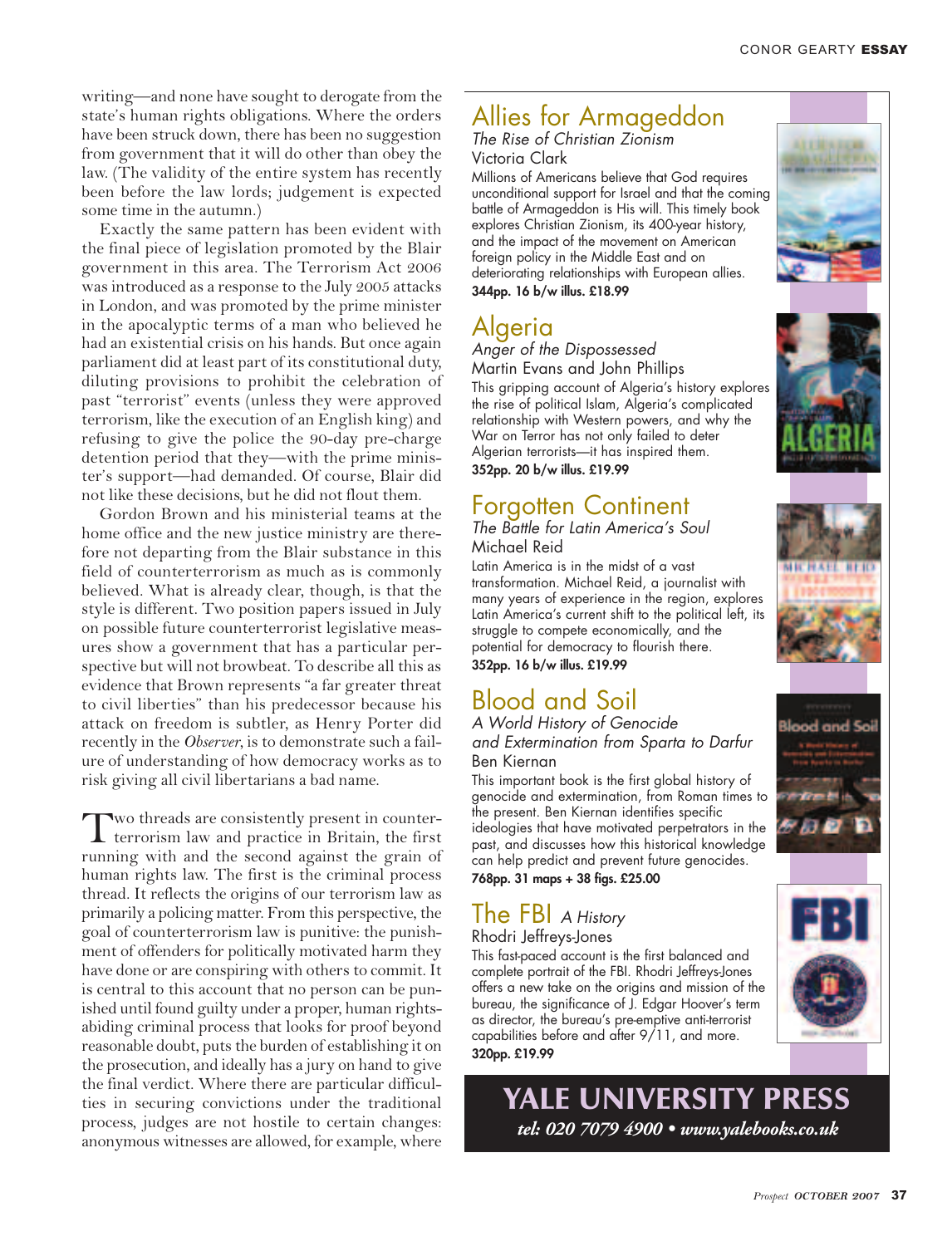writing—and none have sought to derogate from the state's human rights obligations. Where the orders have been struck down, there has been no suggestion from government that it will do other than obey the law. (The validity of the entire system has recently been before the law lords; judgement is expected some time in the autumn.)

Exactly the same pattern has been evident with the final piece of legislation promoted by the Blair government in this area. The Terrorism Act 2006 was introduced as a response to the July 2005 attacks in London, and was promoted by the prime minister in the apocalyptic terms of a man who believed he had an existential crisis on his hands. But once again parliament did at least part of its constitutional duty, diluting provisions to prohibit the celebration of past "terrorist" events (unless they were approved terrorism, like the execution of an English king) and refusing to give the police the 90-day pre-charge detention period that they—with the prime minister's support—had demanded. Of course, Blair did not like these decisions, but he did not flout them.

Gordon Brown and his ministerial teams at the home office and the new justice ministry are therefore not departing from the Blair substance in this field of counterterrorism as much as is commonly believed. What is already clear, though, is that the style is different. Two position papers issued in July on possible future counterterrorist legislative measures show a government that has a particular perspective but will not browbeat. To describe all this as evidence that Brown represents "a far greater threat to civil liberties" than his predecessor because his attack on freedom is subtler, as Henry Porter did recently in the *Observer*, is to demonstrate such a failure of understanding of how democracy works as to risk giving all civil libertarians a bad name.

Two threads are consistently present in counterterrorism law and practice in Britain, the first running with and the second against the grain of human rights law. The first is the criminal process thread. It reflects the origins of our terrorism law as primarily a policing matter. From this perspective, the goal of counterterrorism law is punitive: the punishment of offenders for politically motivated harm they have done or are conspiring with others to commit. It is central to this account that no person can be punished until found guilty under a proper, human rights-abiding criminal process that looks for proof beyond reasonable doubt, puts the burden of establishing it on the prosecution, and ideally has a jury on hand to give the final verdict. Where there are particular difficulties in securing convictions under the traditional process, judges are not hostile to certain changes: anonymous witnesses are allowed, for example, where

---

## Allies for Armageddon

*The Rise of Christian Zionism*
Victoria Clark

Millions of Americans believe that God requires unconditional support for Israel and that the coming battle of Armageddon is His will. This timely book explores Christian Zionism, its 400-year history, and the impact of the movement on American foreign policy in the Middle East and on deteriorating relationships with European allies.
**344pp. 16 b/w illus. £18.99**

## Algeria

*Anger of the Dispossessed*
Martin Evans and John Phillips

This gripping account of Algeria's history explores the rise of political Islam, Algeria's complicated relationship with Western powers, and why the War on Terror has not only failed to deter Algerian terrorists—it has inspired them.
**352pp. 20 b/w illus. £19.99**

## Forgotten Continent

*The Battle for Latin America's Soul*
Michael Reid

Latin America is in the midst of a vast transformation. Michael Reid, a journalist with many years of experience in the region, explores Latin America's current shift to the political left, its struggle to compete economically, and the potential for democracy to flourish there.
**352pp. 16 b/w illus. £19.99**

## Blood and Soil

*A World History of Genocide and Extermination from Sparta to Darfur*
Ben Kiernan

This important book is the first global history of genocide and extermination, from Roman times to the present. Ben Kiernan identifies specific ideologies that have motivated perpetrators in the past, and discusses how this historical knowledge can help predict and prevent future genocides.
**768pp. 31 maps + 38 figs. £25.00**

## The FBI *A History*

Rhodri Jeffreys-Jones

This fast-paced account is the first balanced and complete portrait of the FBI. Rhodri Jeffreys-Jones offers a new take on the origins and mission of the bureau, the significance of J. Edgar Hoover's term as director, the bureau's pre-emptive anti-terrorist capabilities before and after 9/11, and more.
**320pp. £19.99**

**YALE UNIVERSITY PRESS**
***tel: 020 7079 4900 • www.yalebooks.co.uk***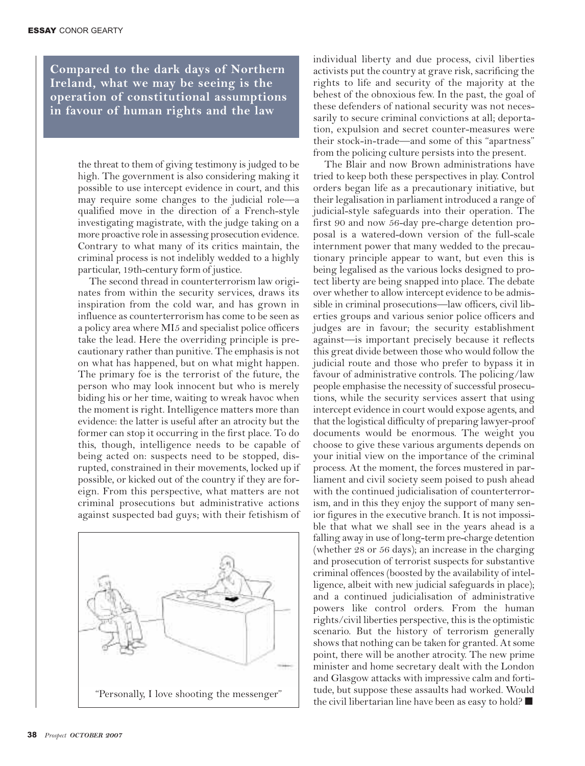**Compared to the dark days of Northern Ireland, what we may be seeing is the operation of constitutional assumptions in favour of human rights and the law**

the threat to them of giving testimony is judged to be high. The government is also considering making it possible to use intercept evidence in court, and this may require some changes to the judicial role—a qualified move in the direction of a French-style investigating magistrate, with the judge taking on a more proactive role in assessing prosecution evidence. Contrary to what many of its critics maintain, the criminal process is not indelibly wedded to a highly particular, 19th-century form of justice.

The second thread in counterterrorism law originates from within the security services, draws its inspiration from the cold war, and has grown in influence as counterterrorism has come to be seen as a policy area where MI5 and specialist police officers take the lead. Here the overriding principle is precautionary rather than punitive. The emphasis is not on what has happened, but on what might happen. The primary foe is the terrorist of the future, the person who may look innocent but who is merely biding his or her time, waiting to wreak havoc when the moment is right. Intelligence matters more than evidence: the latter is useful after an atrocity but the former can stop it occurring in the first place. To do this, though, intelligence needs to be capable of being acted on: suspects need to be stopped, disrupted, constrained in their movements, locked up if possible, or kicked out of the country if they are foreign. From this perspective, what matters are not criminal prosecutions but administrative actions against suspected bad guys; with their fetishism of individual liberty and due process, civil liberties activists put the country at grave risk, sacrificing the rights to life and security of the majority at the behest of the obnoxious few. In the past, the goal of these defenders of national security was not necessarily to secure criminal convictions at all; deportation, expulsion and secret counter-measures were their stock-in-trade—and some of this "apartness" from the policing culture persists into the present.

"Personally, I love shooting the messenger"

The Blair and now Brown administrations have tried to keep both these perspectives in play. Control orders began life as a precautionary initiative, but their legalisation in parliament introduced a range of judicial-style safeguards into their operation. The first 90 and now 56-day pre-charge detention proposal is a watered-down version of the full-scale internment power that many wedded to the precautionary principle appear to want, but even this is being legalised as the various locks designed to protect liberty are being snapped into place. The debate over whether to allow intercept evidence to be admissible in criminal prosecutions—law officers, civil liberties groups and various senior police officers and judges are in favour; the security establishment against—is important precisely because it reflects this great divide between those who would follow the judicial route and those who prefer to bypass it in favour of administrative controls. The policing/law people emphasise the necessity of successful prosecutions, while the security services assert that using intercept evidence in court would expose agents, and that the logistical difficulty of preparing lawyer-proof documents would be enormous. The weight you choose to give these various arguments depends on your initial view on the importance of the criminal process. At the moment, the forces mustered in parliament and civil society seem poised to push ahead with the continued judicialisation of counterterrorism, and in this they enjoy the support of many senior figures in the executive branch. It is not impossible that what we shall see in the years ahead is a falling away in use of long-term pre-charge detention (whether 28 or 56 days); an increase in the charging and prosecution of terrorist suspects for substantive criminal offences (boosted by the availability of intelligence, albeit with new judicial safeguards in place); and a continued judicialisation of administrative powers like control orders. From the human rights/civil liberties perspective, this is the optimistic scenario. But the history of terrorism generally shows that nothing can be taken for granted. At some point, there will be another atrocity. The new prime minister and home secretary dealt with the London and Glasgow attacks with impressive calm and fortitude, but suppose these assaults had worked. Would the civil libertarian line have been as easy to hold? ■